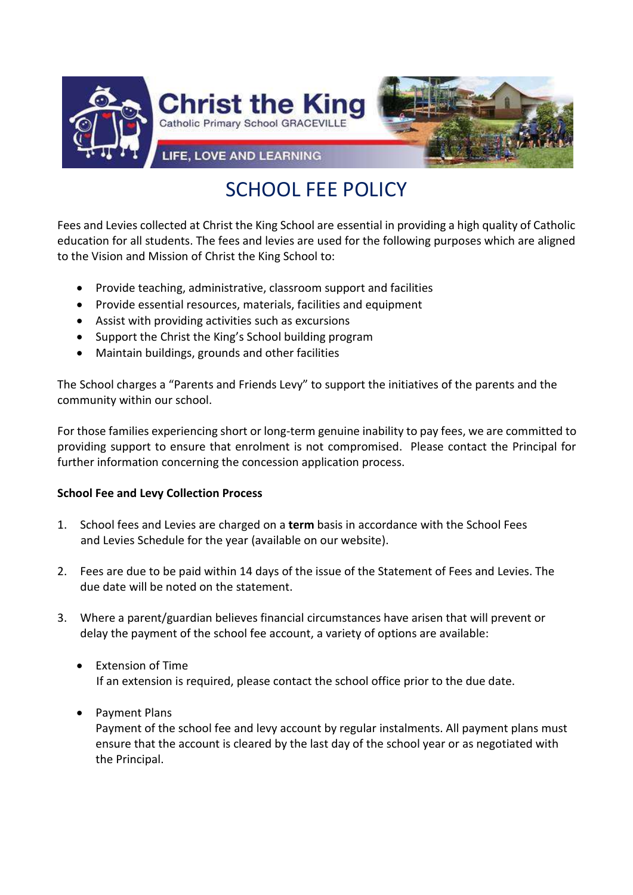Christ the King
Catholic Primary School GRACEVILLE
LIFE, LOVE AND LEARNING

# SCHOOL FEE POLICY

Fees and Levies collected at Christ the King School are essential in providing a high quality of Catholic education for all students. The fees and levies are used for the following purposes which are aligned to the Vision and Mission of Christ the King School to:

- Provide teaching, administrative, classroom support and facilities
- Provide essential resources, materials, facilities and equipment
- Assist with providing activities such as excursions
- Support the Christ the King's School building program
- Maintain buildings, grounds and other facilities

The School charges a "Parents and Friends Levy" to support the initiatives of the parents and the community within our school.

For those families experiencing short or long-term genuine inability to pay fees, we are committed to providing support to ensure that enrolment is not compromised. Please contact the Principal for further information concerning the concession application process.

**School Fee and Levy Collection Process**

1. School fees and Levies are charged on a **term** basis in accordance with the School Fees and Levies Schedule for the year (available on our website).

2. Fees are due to be paid within 14 days of the issue of the Statement of Fees and Levies. The due date will be noted on the statement.

3. Where a parent/guardian believes financial circumstances have arisen that will prevent or delay the payment of the school fee account, a variety of options are available:

   - Extension of Time
     If an extension is required, please contact the school office prior to the due date.

   - Payment Plans
     Payment of the school fee and levy account by regular instalments. All payment plans must ensure that the account is cleared by the last day of the school year or as negotiated with the Principal.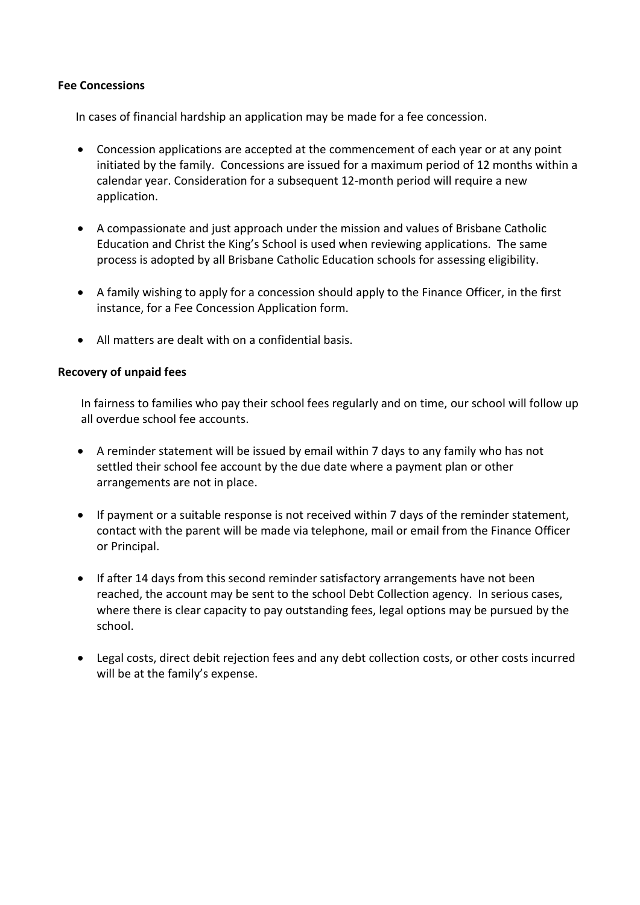**Fee Concessions**

In cases of financial hardship an application may be made for a fee concession.

- Concession applications are accepted at the commencement of each year or at any point initiated by the family. Concessions are issued for a maximum period of 12 months within a calendar year. Consideration for a subsequent 12-month period will require a new application.
- A compassionate and just approach under the mission and values of Brisbane Catholic Education and Christ the King's School is used when reviewing applications. The same process is adopted by all Brisbane Catholic Education schools for assessing eligibility.
- A family wishing to apply for a concession should apply to the Finance Officer, in the first instance, for a Fee Concession Application form.
- All matters are dealt with on a confidential basis.

**Recovery of unpaid fees**

In fairness to families who pay their school fees regularly and on time, our school will follow up all overdue school fee accounts.

- A reminder statement will be issued by email within 7 days to any family who has not settled their school fee account by the due date where a payment plan or other arrangements are not in place.
- If payment or a suitable response is not received within 7 days of the reminder statement, contact with the parent will be made via telephone, mail or email from the Finance Officer or Principal.
- If after 14 days from this second reminder satisfactory arrangements have not been reached, the account may be sent to the school Debt Collection agency. In serious cases, where there is clear capacity to pay outstanding fees, legal options may be pursued by the school.
- Legal costs, direct debit rejection fees and any debt collection costs, or other costs incurred will be at the family's expense.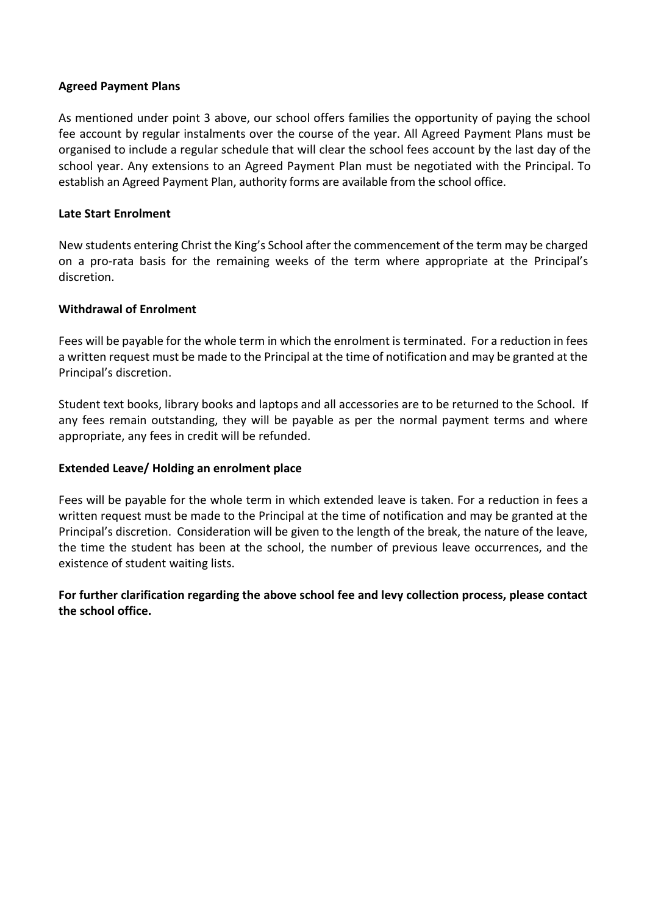**Agreed Payment Plans**

As mentioned under point 3 above, our school offers families the opportunity of paying the school fee account by regular instalments over the course of the year. All Agreed Payment Plans must be organised to include a regular schedule that will clear the school fees account by the last day of the school year. Any extensions to an Agreed Payment Plan must be negotiated with the Principal. To establish an Agreed Payment Plan, authority forms are available from the school office.

**Late Start Enrolment**

New students entering Christ the King's School after the commencement of the term may be charged on a pro-rata basis for the remaining weeks of the term where appropriate at the Principal's discretion.

**Withdrawal of Enrolment**

Fees will be payable for the whole term in which the enrolment is terminated. For a reduction in fees a written request must be made to the Principal at the time of notification and may be granted at the Principal's discretion.

Student text books, library books and laptops and all accessories are to be returned to the School. If any fees remain outstanding, they will be payable as per the normal payment terms and where appropriate, any fees in credit will be refunded.

**Extended Leave/ Holding an enrolment place**

Fees will be payable for the whole term in which extended leave is taken. For a reduction in fees a written request must be made to the Principal at the time of notification and may be granted at the Principal's discretion. Consideration will be given to the length of the break, the nature of the leave, the time the student has been at the school, the number of previous leave occurrences, and the existence of student waiting lists.

**For further clarification regarding the above school fee and levy collection process, please contact the school office.**